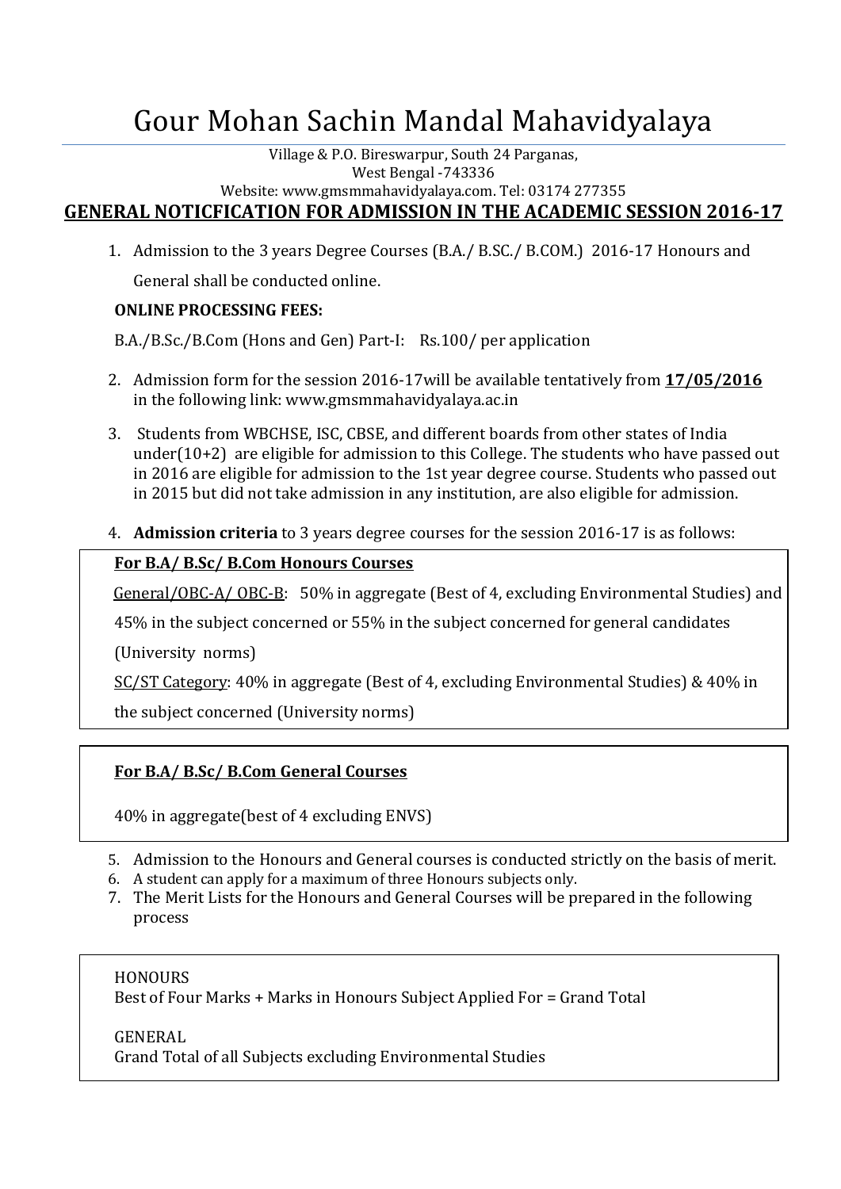# Gour Mohan Sachin Mandal Mahavidyalaya

Village & P.O. Bireswarpur, South 24 Parganas,
West Bengal -743336
Website: www.gmsmmahavidyalaya.com. Tel: 03174 277355

## GENERAL NOTICFICATION FOR ADMISSION IN THE ACADEMIC SESSION 2016-17

1. Admission to the 3 years Degree Courses (B.A./ B.SC./ B.COM.) 2016-17 Honours and General shall be conducted online.

   **ONLINE PROCESSING FEES:**

   B.A./B.Sc./B.Com (Hons and Gen) Part-I: Rs.100/ per application

2. Admission form for the session 2016-17will be available tentatively from **17/05/2016** in the following link: www.gmsmmahavidyalaya.ac.in

3. Students from WBCHSE, ISC, CBSE, and different boards from other states of India under(10+2) are eligible for admission to this College. The students who have passed out in 2016 are eligible for admission to the 1st year degree course. Students who passed out in 2015 but did not take admission in any institution, are also eligible for admission.

4. **Admission criteria** to 3 years degree courses for the session 2016-17 is as follows:

**For B.A/ B.Sc/ B.Com Honours Courses**

General/OBC-A/ OBC-B: 50% in aggregate (Best of 4, excluding Environmental Studies) and 45% in the subject concerned or 55% in the subject concerned for general candidates (University norms)

SC/ST Category: 40% in aggregate (Best of 4, excluding Environmental Studies) & 40% in the subject concerned (University norms)

**For B.A/ B.Sc/ B.Com General Courses**

40% in aggregate(best of 4 excluding ENVS)

5. Admission to the Honours and General courses is conducted strictly on the basis of merit.
6. A student can apply for a maximum of three Honours subjects only.
7. The Merit Lists for the Honours and General Courses will be prepared in the following process

HONOURS
Best of Four Marks + Marks in Honours Subject Applied For = Grand Total

GENERAL
Grand Total of all Subjects excluding Environmental Studies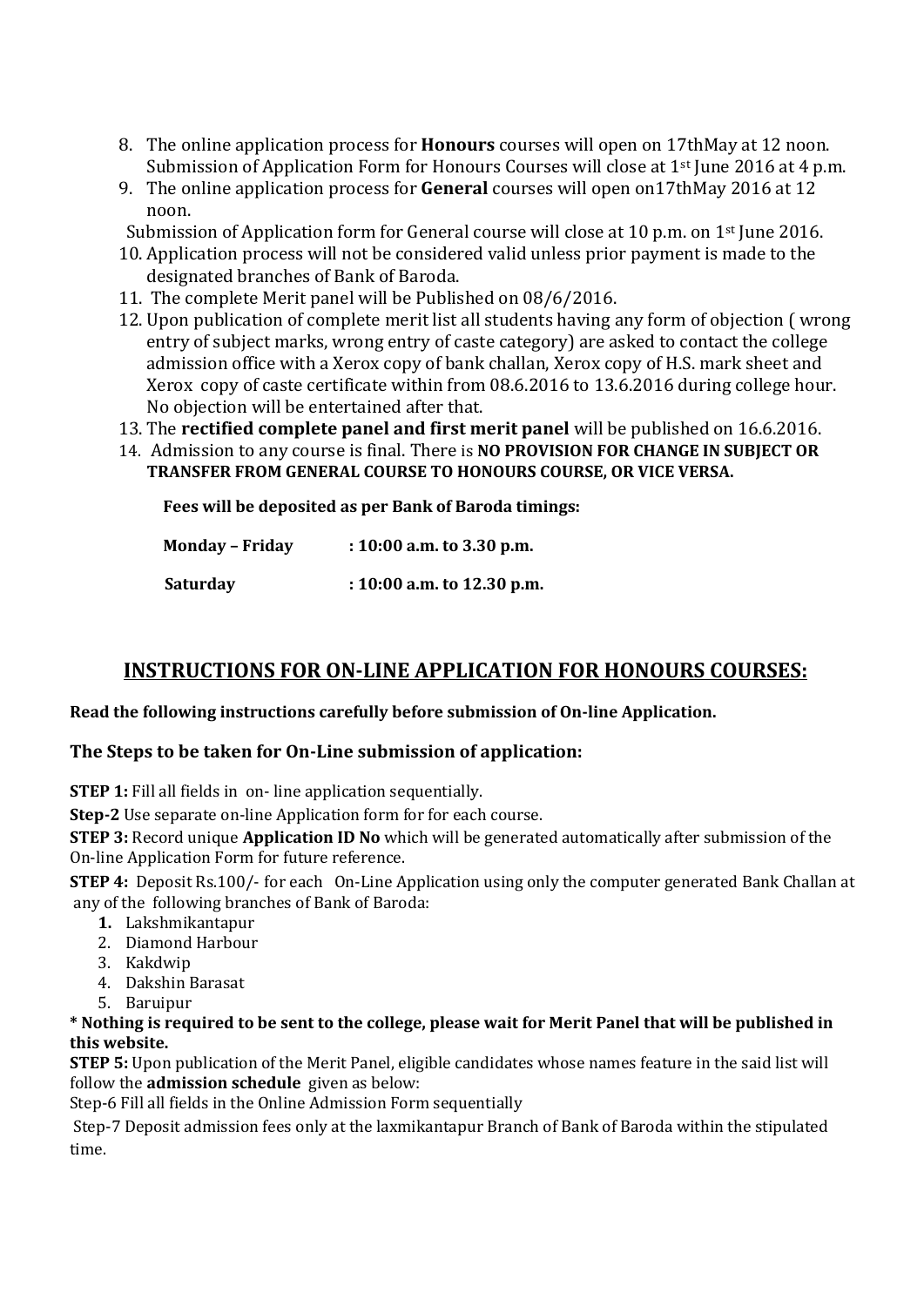8. The online application process for **Honours** courses will open on 17thMay at 12 noon. Submission of Application Form for Honours Courses will close at 1st June 2016 at 4 p.m.
9. The online application process for **General** courses will open on17thMay 2016 at 12 noon.

   Submission of Application form for General course will close at 10 p.m. on 1st June 2016.
10. Application process will not be considered valid unless prior payment is made to the designated branches of Bank of Baroda.
11. The complete Merit panel will be Published on 08/6/2016.
12. Upon publication of complete merit list all students having any form of objection ( wrong entry of subject marks, wrong entry of caste category) are asked to contact the college admission office with a Xerox copy of bank challan, Xerox copy of H.S. mark sheet and Xerox copy of caste certificate within from 08.6.2016 to 13.6.2016 during college hour. No objection will be entertained after that.
13. The **rectified complete panel and first merit panel** will be published on 16.6.2016.
14. Admission to any course is final. There is **NO PROVISION FOR CHANGE IN SUBJECT OR TRANSFER FROM GENERAL COURSE TO HONOURS COURSE, OR VICE VERSA.**

**Fees will be deposited as per Bank of Baroda timings:**

| | |
|---|---|
| **Monday – Friday** | **: 10:00 a.m. to 3.30 p.m.** |
| **Saturday** | **: 10:00 a.m. to 12.30 p.m.** |

## INSTRUCTIONS FOR ON-LINE APPLICATION FOR HONOURS COURSES:

**Read the following instructions carefully before submission of On-line Application.**

### The Steps to be taken for On-Line submission of application:

**STEP 1:** Fill all fields in on- line application sequentially.

**Step-2** Use separate on-line Application form for for each course.

**STEP 3:** Record unique **Application ID No** which will be generated automatically after submission of the On-line Application Form for future reference.

**STEP 4:** Deposit Rs.100/- for each On-Line Application using only the computer generated Bank Challan at any of the following branches of Bank of Baroda:

1. Lakshmikantapur
2. Diamond Harbour
3. Kakdwip
4. Dakshin Barasat
5. Baruipur

**\* Nothing is required to be sent to the college, please wait for Merit Panel that will be published in this website.**

**STEP 5:** Upon publication of the Merit Panel, eligible candidates whose names feature in the said list will follow the **admission schedule** given as below:

Step-6 Fill all fields in the Online Admission Form sequentially

Step-7 Deposit admission fees only at the laxmikantapur Branch of Bank of Baroda within the stipulated time.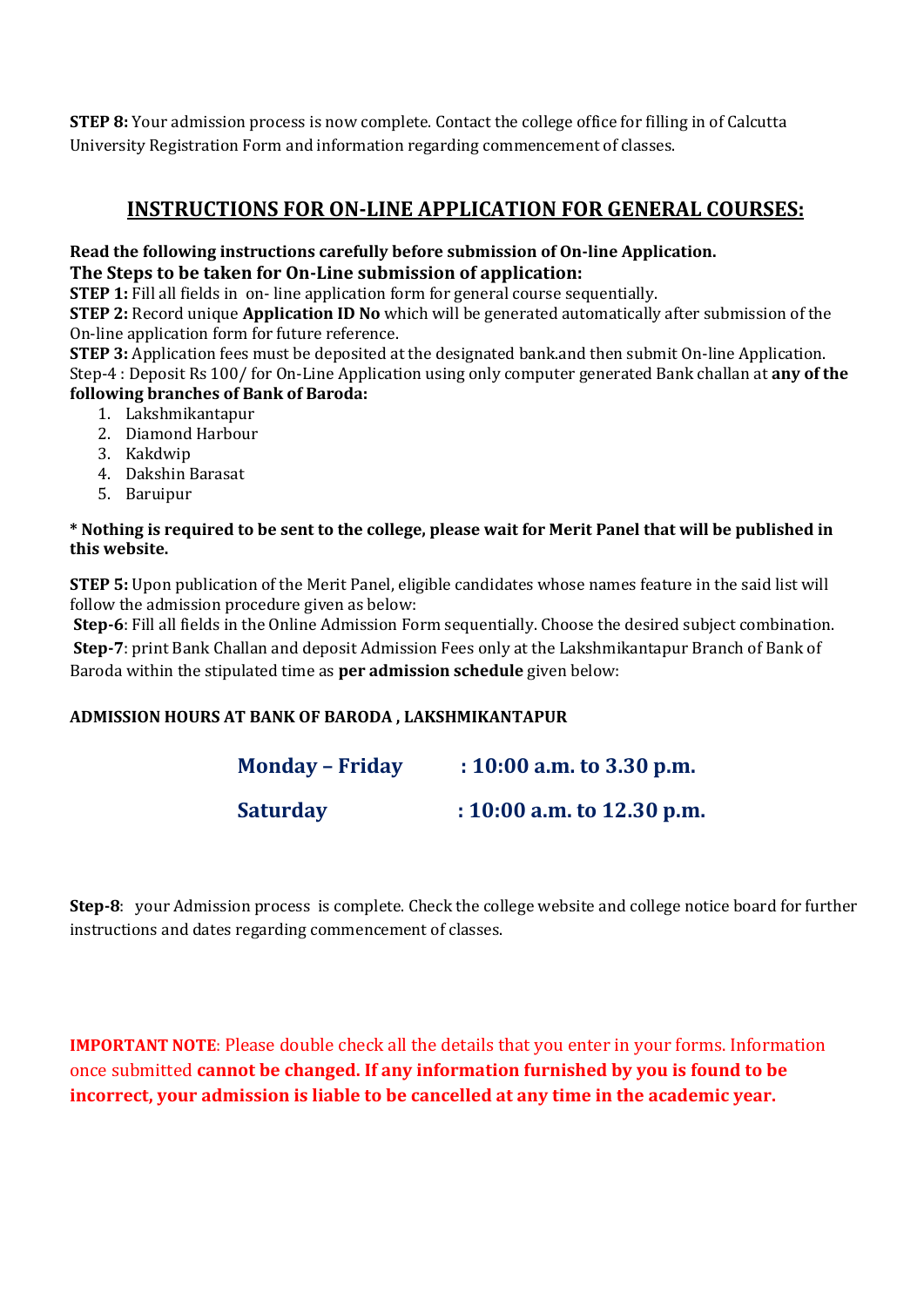**STEP 8:** Your admission process is now complete. Contact the college office for filling in of Calcutta University Registration Form and information regarding commencement of classes.

## INSTRUCTIONS FOR ON-LINE APPLICATION FOR GENERAL COURSES:

**Read the following instructions carefully before submission of On-line Application.**

**The Steps to be taken for On-Line submission of application:**

**STEP 1:** Fill all fields in on- line application form for general course sequentially.

**STEP 2:** Record unique **Application ID No** which will be generated automatically after submission of the On-line application form for future reference.

**STEP 3:** Application fees must be deposited at the designated bank.and then submit On-line Application.

Step-4 : Deposit Rs 100/ for On-Line Application using only computer generated Bank challan at **any of the following branches of Bank of Baroda:**

1. Lakshmikantapur
2. Diamond Harbour
3. Kakdwip
4. Dakshin Barasat
5. Baruipur

**\* Nothing is required to be sent to the college, please wait for Merit Panel that will be published in this website.**

**STEP 5:** Upon publication of the Merit Panel, eligible candidates whose names feature in the said list will follow the admission procedure given as below:

**Step-6**: Fill all fields in the Online Admission Form sequentially. Choose the desired subject combination.

**Step-7**: print Bank Challan and deposit Admission Fees only at the Lakshmikantapur Branch of Bank of Baroda within the stipulated time as **per admission schedule** given below:

**ADMISSION HOURS AT BANK OF BARODA , LAKSHMIKANTAPUR**

| | |
|---|---|
| **Monday – Friday** | **: 10:00 a.m. to 3.30 p.m.** |
| **Saturday** | **: 10:00 a.m. to 12.30 p.m.** |

**Step-8**: your Admission process is complete. Check the college website and college notice board for further instructions and dates regarding commencement of classes.

**IMPORTANT NOTE**: Please double check all the details that you enter in your forms. Information once submitted **cannot be changed. If any information furnished by you is found to be incorrect, your admission is liable to be cancelled at any time in the academic year.**